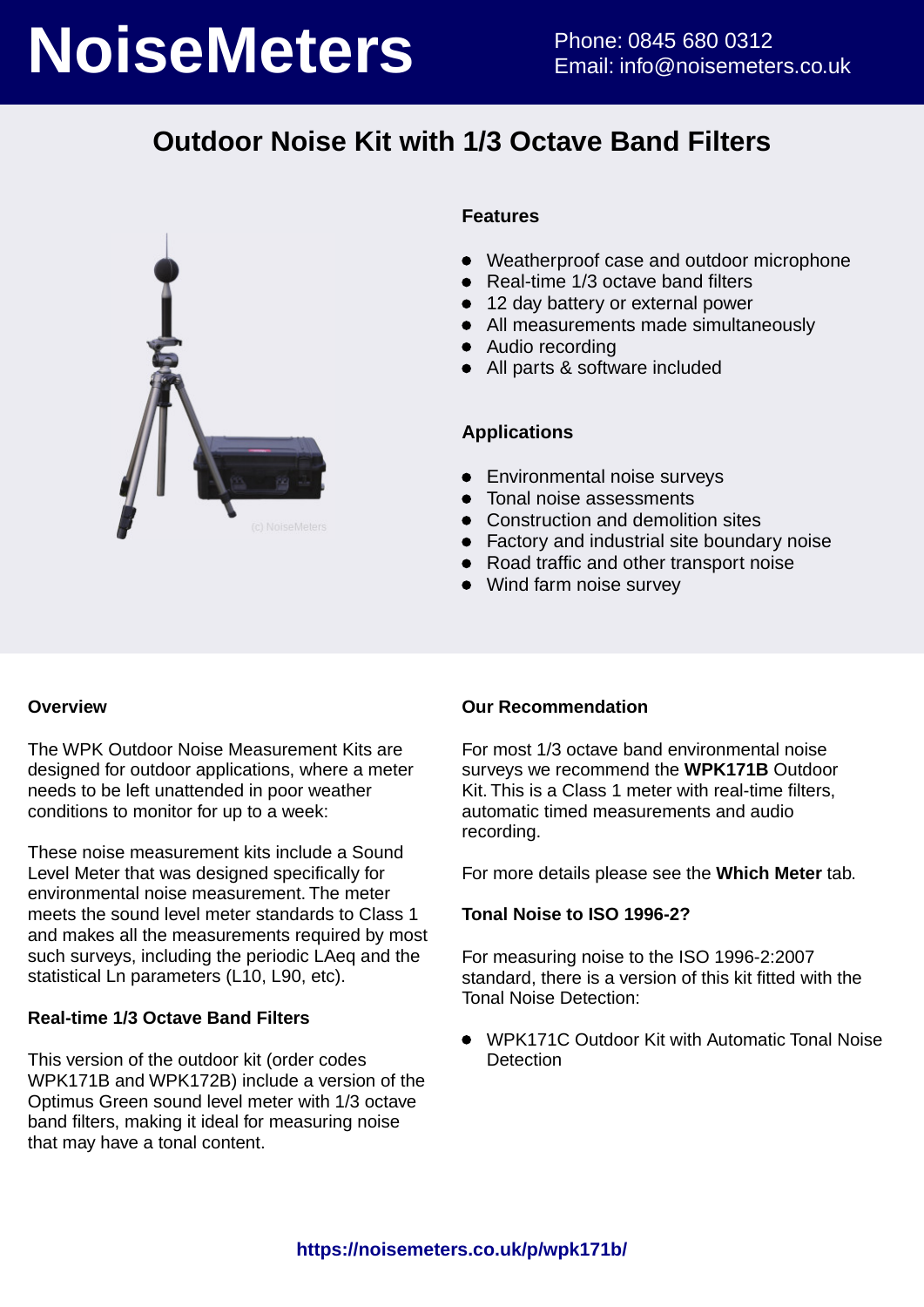# NoiseMeters

Phone: 0845 680 0312
Email: info@noisemeters.co.uk

## Outdoor Noise Kit with 1/3 Octave Band Filters

### Features

- Weatherproof case and outdoor microphone
- Real-time 1/3 octave band filters
- 12 day battery or external power
- All measurements made simultaneously
- Audio recording
- All parts & software included

### Applications

- Environmental noise surveys
- Tonal noise assessments
- Construction and demolition sites
- Factory and industrial site boundary noise
- Road traffic and other transport noise
- Wind farm noise survey

### Overview

The WPK Outdoor Noise Measurement Kits are designed for outdoor applications, where a meter needs to be left unattended in poor weather conditions to monitor for up to a week:

These noise measurement kits include a Sound Level Meter that was designed specifically for environmental noise measurement. The meter meets the sound level meter standards to Class 1 and makes all the measurements required by most such surveys, including the periodic LAeq and the statistical Ln parameters (L10, L90, etc).

### Real-time 1/3 Octave Band Filters

This version of the outdoor kit (order codes WPK171B and WPK172B) include a version of the Optimus Green sound level meter with 1/3 octave band filters, making it ideal for measuring noise that may have a tonal content.

### Our Recommendation

For most 1/3 octave band environmental noise surveys we recommend the **WPK171B** Outdoor Kit. This is a Class 1 meter with real-time filters, automatic timed measurements and audio recording.

For more details please see the **Which Meter** tab.

### Tonal Noise to ISO 1996-2?

For measuring noise to the ISO 1996-2:2007 standard, there is a version of this kit fitted with the Tonal Noise Detection:

- WPK171C Outdoor Kit with Automatic Tonal Noise Detection

**https://noisemeters.co.uk/p/wpk171b/**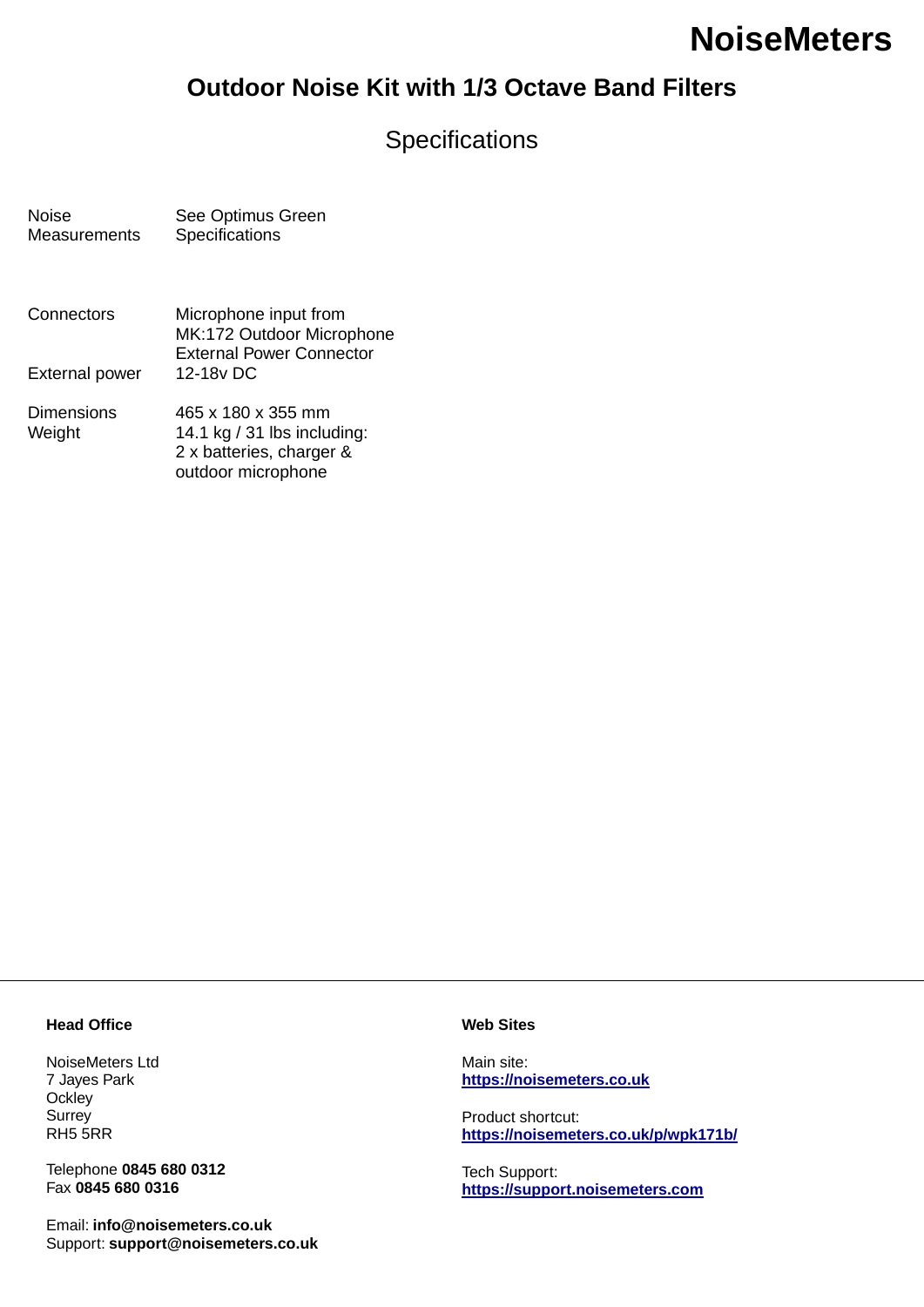# NoiseMeters

## Outdoor Noise Kit with 1/3 Octave Band Filters

### Specifications

| | |
|---|---|
| Noise Measurements | See Optimus Green Specifications |
| Connectors | Microphone input from MK:172 Outdoor Microphone<br>External Power Connector |
| External power | 12-18v DC |
| Dimensions | 465 x 180 x 355 mm |
| Weight | 14.1 kg / 31 lbs including: 2 x batteries, charger & outdoor microphone |

**Head Office**

NoiseMeters Ltd
7 Jayes Park
Ockley
Surrey
RH5 5RR

Telephone **0845 680 0312**
Fax **0845 680 0316**

Email: **info@noisemeters.co.uk**
Support: **support@noisemeters.co.uk**

**Web Sites**

Main site:
**https://noisemeters.co.uk**

Product shortcut:
**https://noisemeters.co.uk/p/wpk171b/**

Tech Support:
**https://support.noisemeters.com**